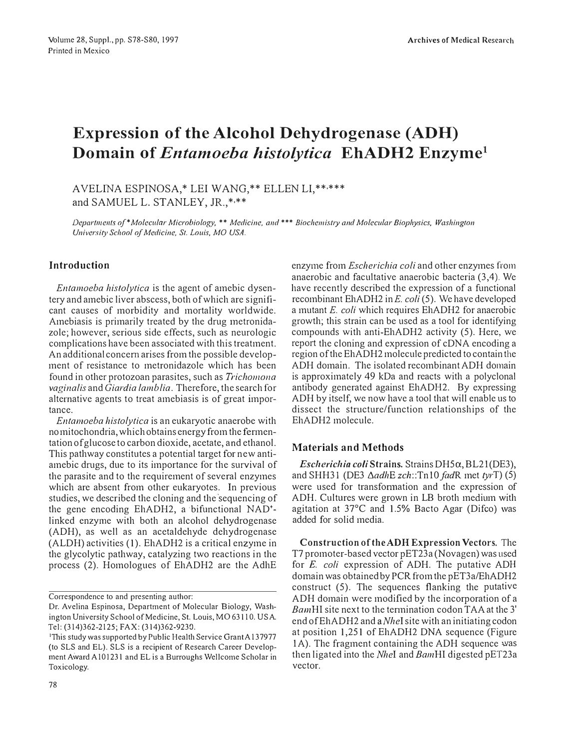# Expression of the Alcohol Dehydrogenase (ADH) Domain of *Entamoeba histolytica* EhADH2 Enzyme[1]

AVELINA ESPINOSA,* LEI WANG,** ELLEN LI,**,*** and SAMUEL L. STANLEY, JR.,*,**

*Departments of \*Molecular Microbiology, \*\* Medicine, and \*\*\* Biochemistry and Molecular Biophysics, Washington University School of Medicine, St. Louis, MO USA.*

## Introduction

*Entamoeba histolytica* is the agent of amebic dysentery and amebic liver abscess, both of which are significant causes of morbidity and mortality worldwide. Amebiasis is primarily treated by the drug metronidazole; however, serious side effects, such as neurologic complications have been associated with this treatment. An additional concern arises from the possible development of resistance to metronidazole which has been found in other protozoan parasites, such as *Trichomona vaginalis* and *Giardia lamblia*. Therefore, the search for alternative agents to treat amebiasis is of great importance.

*Entamoeba histolytica* is an eukaryotic anaerobe with no mitochondria, which obtains energy from the fermentation of glucose to carbon dioxide, acetate, and ethanol. This pathway constitutes a potential target for new antiamebic drugs, due to its importance for the survival of the parasite and to the requirement of several enzymes which are absent from other eukaryotes. In previous studies, we described the cloning and the sequencing of the gene encoding EhADH2, a bifunctional $NAD^+$-linked enzyme with both an alcohol dehydrogenase (ADH), as well as an acetaldehyde dehydrogenase (ALDH) activities (1). EhADH2 is a critical enzyme in the glycolytic pathway, catalyzing two reactions in the process (2). Homologues of EhADH2 are the AdhE enzyme from *Escherichia coli* and other enzymes from anaerobic and facultative anaerobic bacteria (3,4). We have recently described the expression of a functional recombinant EhADH2 in *E. coli* (5). We have developed a mutant *E. coli* which requires EhADH2 for anaerobic growth; this strain can be used as a tool for identifying compounds with anti-EhADH2 activity (5). Here, we report the cloning and expression of cDNA encoding a region of the EhADH2 molecule predicted to contain the ADH domain. The isolated recombinant ADH domain is approximately 49 kDa and reacts with a polyclonal antibody generated against EhADH2. By expressing ADH by itself, we now have a tool that will enable us to dissect the structure/function relationships of the EhADH2 molecule.

## Materials and Methods

***Escherichia coli* Strains.** Strains DH5α, BL21(DE3), and SHH31 (DE3 Δ*adh*E *zch*::Tn10 *fad*R met *tyr*T) (5) were used for transformation and the expression of ADH. Cultures were grown in LB broth medium with agitation at 37°C and 1.5% Bacto Agar (Difco) was added for solid media.

**Construction of the ADH Expression Vectors.** The T7 promoter-based vector pET23a (Novagen) was used for *E. coli* expression of ADH. The putative ADH domain was obtained by PCR from the pET3a/EhADH2 construct (5). The sequences flanking the putative ADH domain were modified by the incorporation of a *Bam*HI site next to the termination codon TAA at the 3' end of EhADH2 and a *Nhe*I site with an initiating codon at position 1,251 of EhADH2 DNA sequence (Figure 1A). The fragment containing the ADH sequence was then ligated into the *Nhe*I and *Bam*HI digested pET23a vector.

---

Correspondence to and presenting author:
Dr. Avelina Espinosa, Department of Molecular Biology, Washington University School of Medicine, St. Louis, MO 63110. USA. Tel: (314)362-2125; FAX: (314)362-9230.

[1]This study was supported by Public Health Service Grant A137977 (to SLS and EL). SLS is a recipient of Research Career Development Award A101231 and EL is a Burroughs Wellcome Scholar in Toxicology.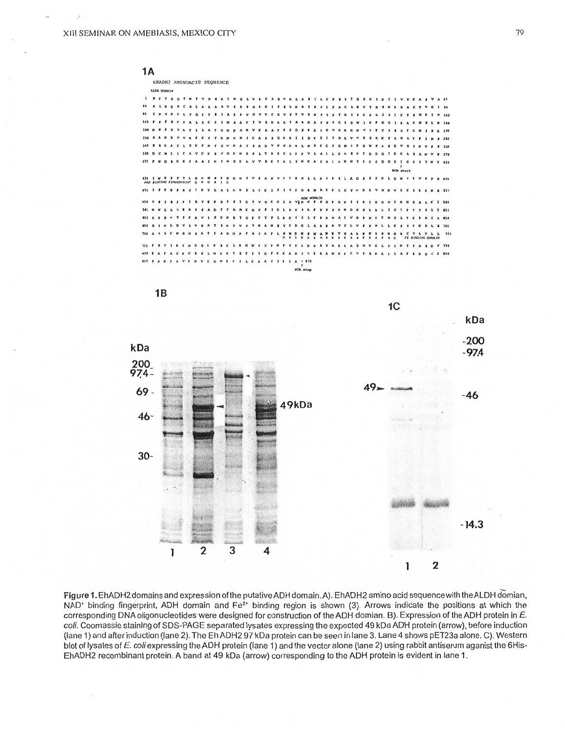**Figure 1.** EhADH2 domains and expression of the putative ADH domain. A). EhADH2 amino acid sequence with the ALDH domian, $NAD^+$ binding fingerprint, ADH domain and $Fe^{2+}$ binding region is shown (3). Arrows indicate the positions at which the corresponding DNA oligonucleotides were designed for construction of the ADH domian. B). Expression of the ADH protein in *E. coli*. Coomassie staining of SDS-PAGE separated lysates expressing the expected 49 kDa ADH protein (arrow), before induction (lane 1) and after induction (lane 2). The EhADH2 97 kDa protein can be seen in lane 3. Lane 4 shows pET23a alone. C). Western blot of lysates of *E. coli* expressing the ADH protein (lane 1) and the vector alone (lane 2) using rabbit antiserum aganist the 6His-EhADH2 recombinant protein. A band at 49 kDa (arrow) corresponding to the ADH protein is evident in lane 1.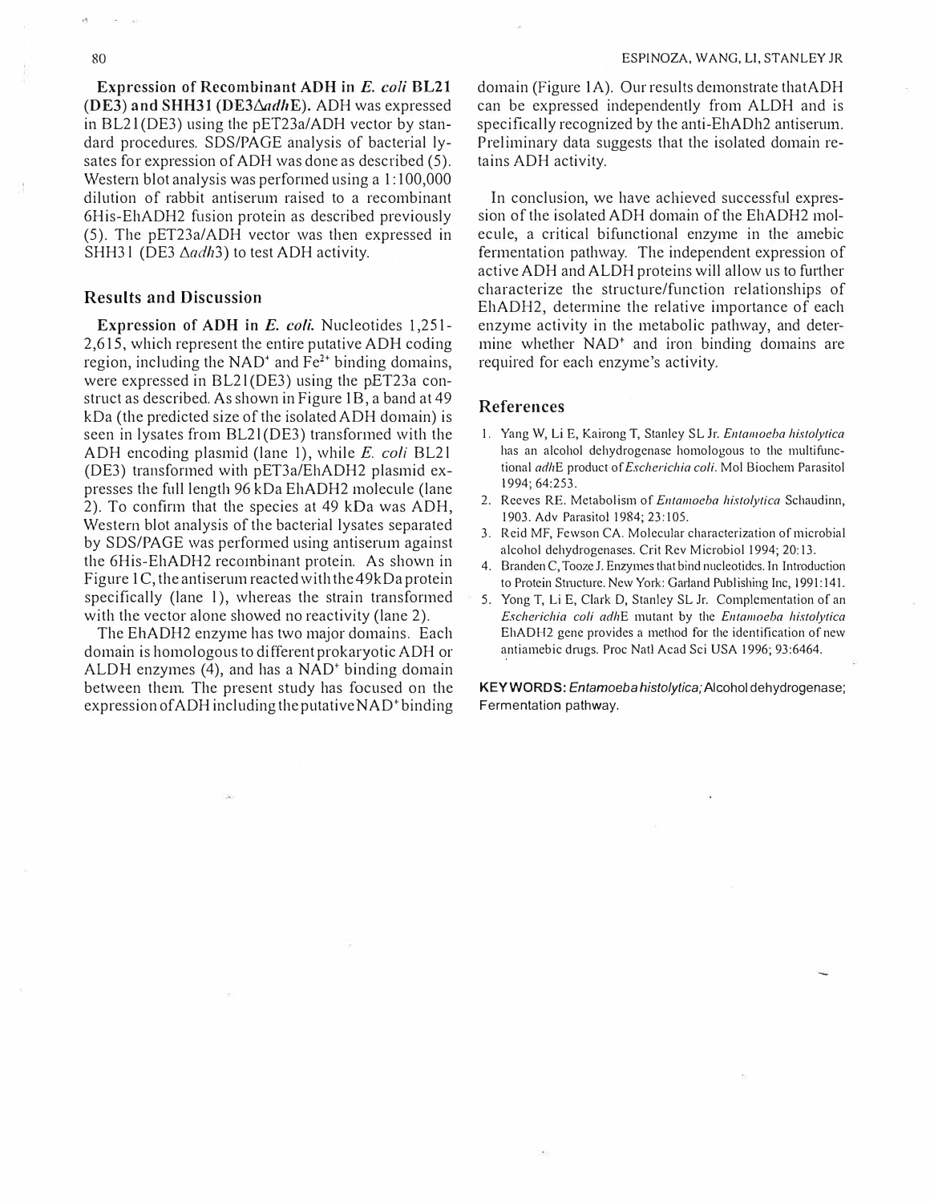**Expression of Recombinant ADH in *E. coli* BL21 (DE3) and SHH31 (DE3Δ*adh*E).** ADH was expressed in BL21(DE3) using the pET23a/ADH vector by standard procedures. SDS/PAGE analysis of bacterial lysates for expression of ADH was done as described (5). Western blot analysis was performed using a 1:100,000 dilution of rabbit antiserum raised to a recombinant 6His-EhADH2 fusion protein as described previously (5). The pET23a/ADH vector was then expressed in SHH31 (DE3 Δ*adh*3) to test ADH activity.

## Results and Discussion

**Expression of ADH in *E. coli*.** Nucleotides 1,251-2,615, which represent the entire putative ADH coding region, including the $NAD^+$ and $Fe^{2+}$ binding domains, were expressed in BL21(DE3) using the pET23a construct as described. As shown in Figure 1B, a band at 49 kDa (the predicted size of the isolated ADH domain) is seen in lysates from BL21(DE3) transformed with the ADH encoding plasmid (lane 1), while *E. coli* BL21 (DE3) transformed with pET3a/EhADH2 plasmid expresses the full length 96 kDa EhADH2 molecule (lane 2). To confirm that the species at 49 kDa was ADH, Western blot analysis of the bacterial lysates separated by SDS/PAGE was performed using antiserum against the 6His-EhADH2 recombinant protein. As shown in Figure 1C, the antiserum reacted with the 49kDa protein specifically (lane 1), whereas the strain transformed with the vector alone showed no reactivity (lane 2).

The EhADH2 enzyme has two major domains. Each domain is homologous to different prokaryotic ADH or ALDH enzymes (4), and has a $NAD^+$ binding domain between them. The present study has focused on the expression of ADH including the putative $NAD^+$ binding domain (Figure 1A). Our results demonstrate that ADH can be expressed independently from ALDH and is specifically recognized by the anti-EhADh2 antiserum. Preliminary data suggests that the isolated domain retains ADH activity.

In conclusion, we have achieved successful expression of the isolated ADH domain of the EhADH2 molecule, a critical bifunctional enzyme in the amebic fermentation pathway. The independent expression of active ADH and ALDH proteins will allow us to further characterize the structure/function relationships of EhADH2, determine the relative importance of each enzyme activity in the metabolic pathway, and determine whether $NAD^+$ and iron binding domains are required for each enzyme's activity.

## References

1. Yang W, Li E, Kairong T, Stanley SL Jr. *Entamoeba histolytica* has an alcohol dehydrogenase homologous to the multifunctional *adh*E product of *Escherichia coli*. Mol Biochem Parasitol 1994; 64:253.
2. Reeves RE. Metabolism of *Entamoeba histolytica* Schaudinn, 1903. Adv Parasitol 1984; 23:105.
3. Reid MF, Fewson CA. Molecular characterization of microbial alcohol dehydrogenases. Crit Rev Microbiol 1994; 20:13.
4. Branden C, Tooze J. Enzymes that bind nucleotides. In Introduction to Protein Structure. New York: Garland Publishing Inc, 1991:141.
5. Yong T, Li E, Clark D, Stanley SL Jr. Complementation of an *Escherichia coli adh*E mutant by the *Entamoeba histolytica* EhADH2 gene provides a method for the identification of new antiamebic drugs. Proc Natl Acad Sci USA 1996; 93:6464.

**KEY WORDS:** *Entamoeba histolytica;* Alcohol dehydrogenase; Fermentation pathway.